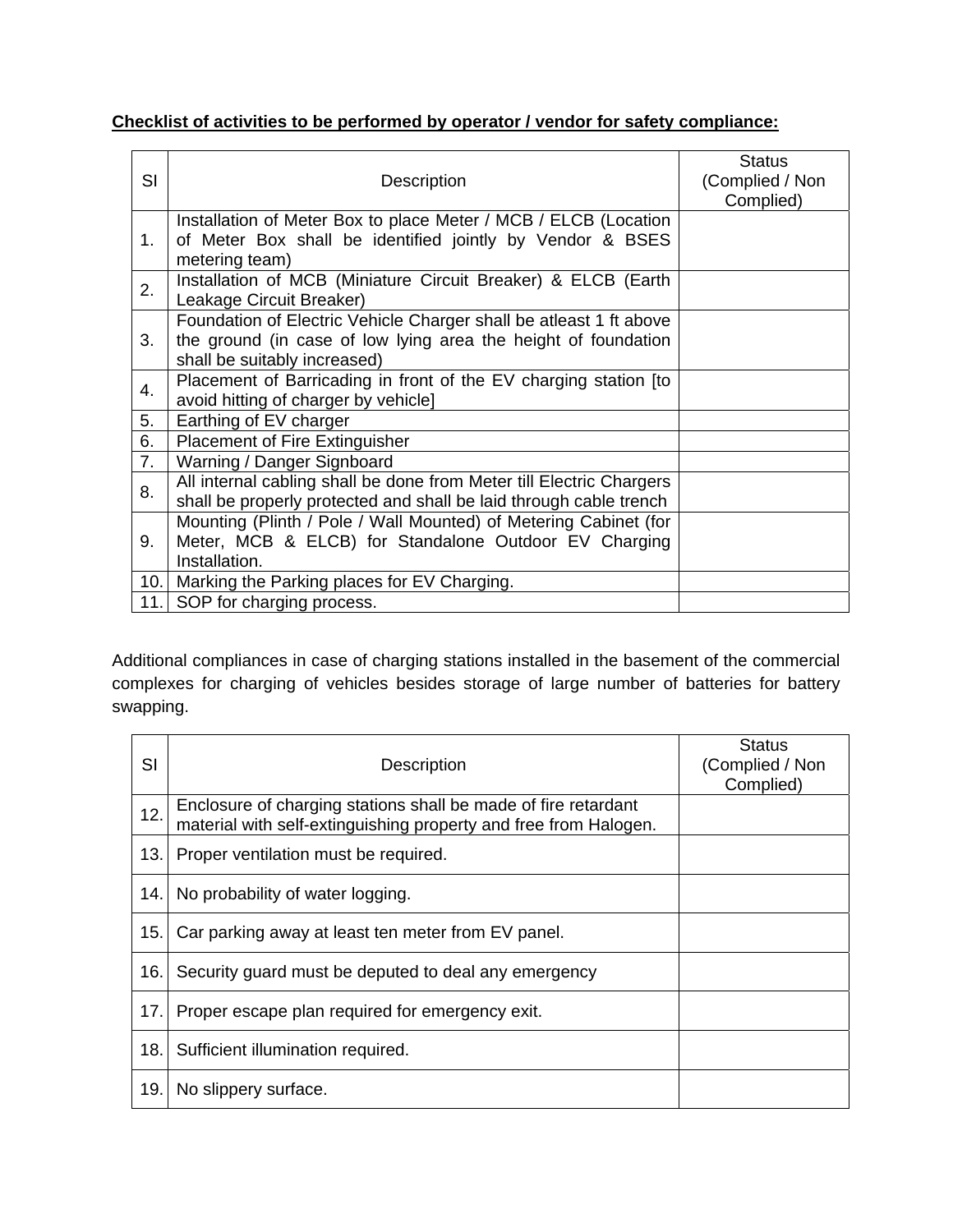**Checklist of activities to be performed by operator / vendor for safety compliance:**

| Sl | Description | Status (Complied / Non Complied) |
|---|---|---|
| 1. | Installation of Meter Box to place Meter / MCB / ELCB (Location of Meter Box shall be identified jointly by Vendor & BSES metering team) | |
| 2. | Installation of MCB (Miniature Circuit Breaker) & ELCB (Earth Leakage Circuit Breaker) | |
| 3. | Foundation of Electric Vehicle Charger shall be atleast 1 ft above the ground (in case of low lying area the height of foundation shall be suitably increased) | |
| 4. | Placement of Barricading in front of the EV charging station [to avoid hitting of charger by vehicle] | |
| 5. | Earthing of EV charger | |
| 6. | Placement of Fire Extinguisher | |
| 7. | Warning / Danger Signboard | |
| 8. | All internal cabling shall be done from Meter till Electric Chargers shall be properly protected and shall be laid through cable trench | |
| 9. | Mounting (Plinth / Pole / Wall Mounted) of Metering Cabinet (for Meter, MCB & ELCB) for Standalone Outdoor EV Charging Installation. | |
| 10. | Marking the Parking places for EV Charging. | |
| 11. | SOP for charging process. | |

Additional compliances in case of charging stations installed in the basement of the commercial complexes for charging of vehicles besides storage of large number of batteries for battery swapping.

| Sl | Description | Status (Complied / Non Complied) |
|---|---|---|
| 12. | Enclosure of charging stations shall be made of fire retardant material with self-extinguishing property and free from Halogen. | |
| 13. | Proper ventilation must be required. | |
| 14. | No probability of water logging. | |
| 15. | Car parking away at least ten meter from EV panel. | |
| 16. | Security guard must be deputed to deal any emergency | |
| 17. | Proper escape plan required for emergency exit. | |
| 18. | Sufficient illumination required. | |
| 19. | No slippery surface. | |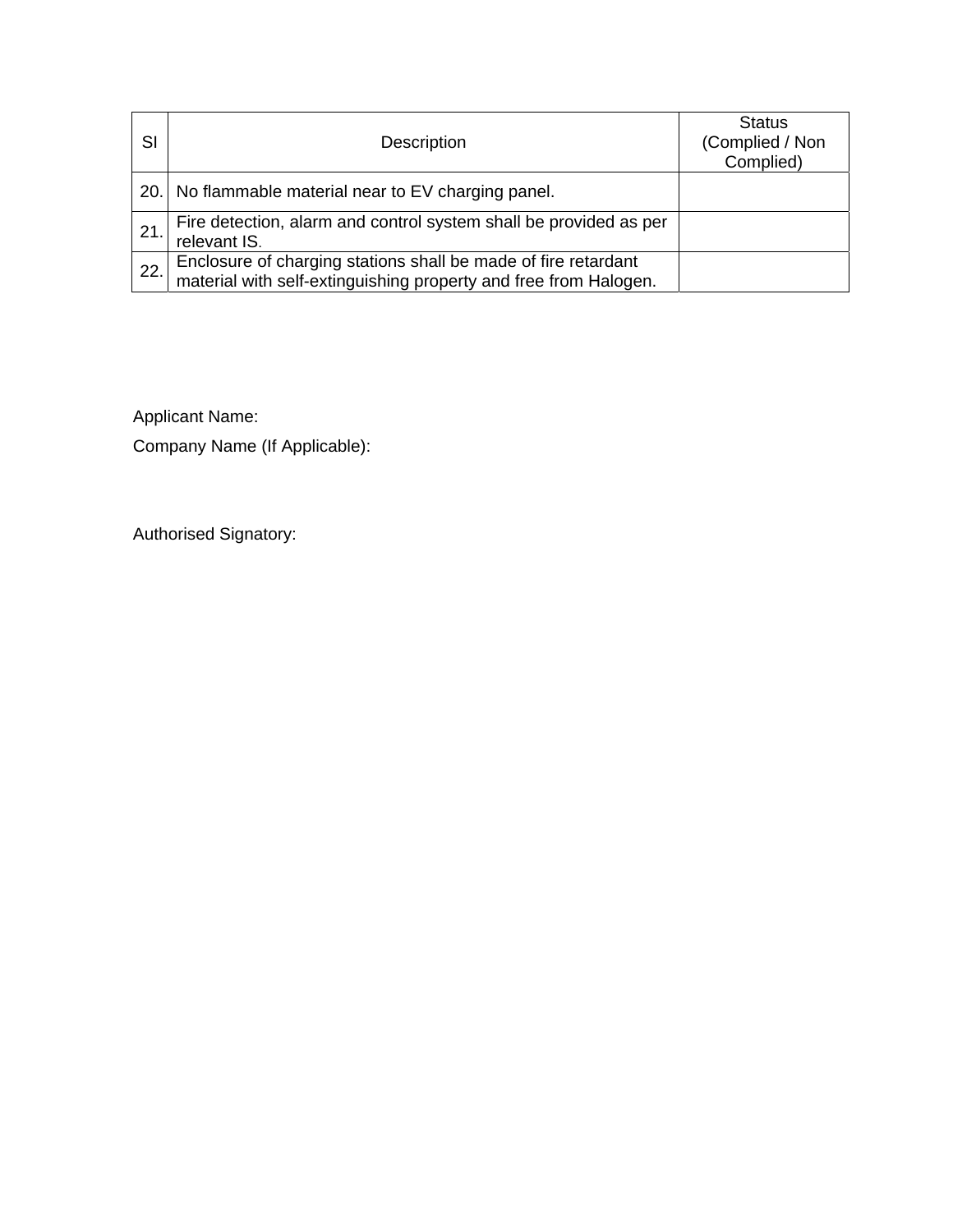| Sl | Description | Status (Complied / Non Complied) |
|---|---|---|
| 20. | No flammable material near to EV charging panel. | |
| 21. | Fire detection, alarm and control system shall be provided as per relevant IS. | |
| 22. | Enclosure of charging stations shall be made of fire retardant material with self-extinguishing property and free from Halogen. | |

Applicant Name:

Company Name (If Applicable):

Authorised Signatory: